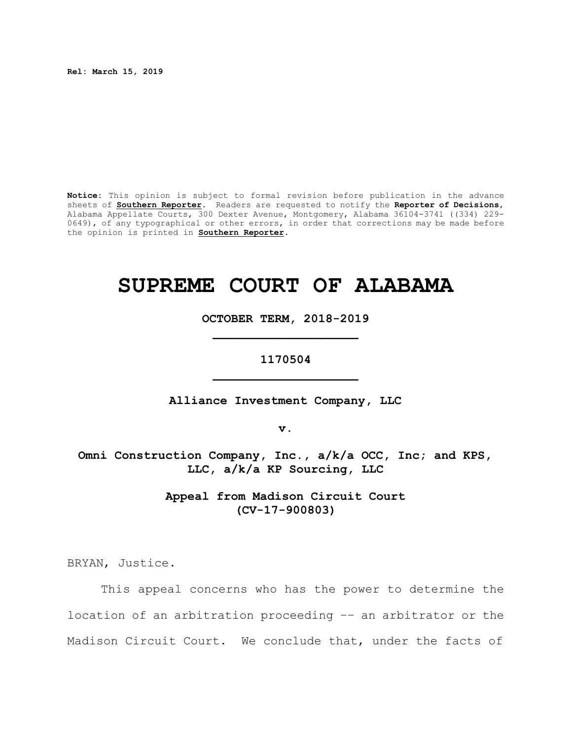**Rel: March 15, 2019**

**Notice:** This opinion is subject to formal revision before publication in the advance sheets of **Southern Reporter**. Readers are requested to notify the **Reporter of Decisions**, Alabama Appellate Courts, 300 Dexter Avenue, Montgomery, Alabama 36104-3741 ((334) 229-0649), of any typographical or other errors, in order that corrections may be made before the opinion is printed in **Southern Reporter**.

# SUPREME COURT OF ALABAMA

**OCTOBER TERM, 2018-2019**

**1170504**

**Alliance Investment Company, LLC**

**v.**

**Omni Construction Company, Inc., a/k/a OCC, Inc; and KPS, LLC, a/k/a KP Sourcing, LLC**

**Appeal from Madison Circuit Court (CV-17-900803)**

BRYAN, Justice.

This appeal concerns who has the power to determine the location of an arbitration proceeding -- an arbitrator or the Madison Circuit Court. We conclude that, under the facts of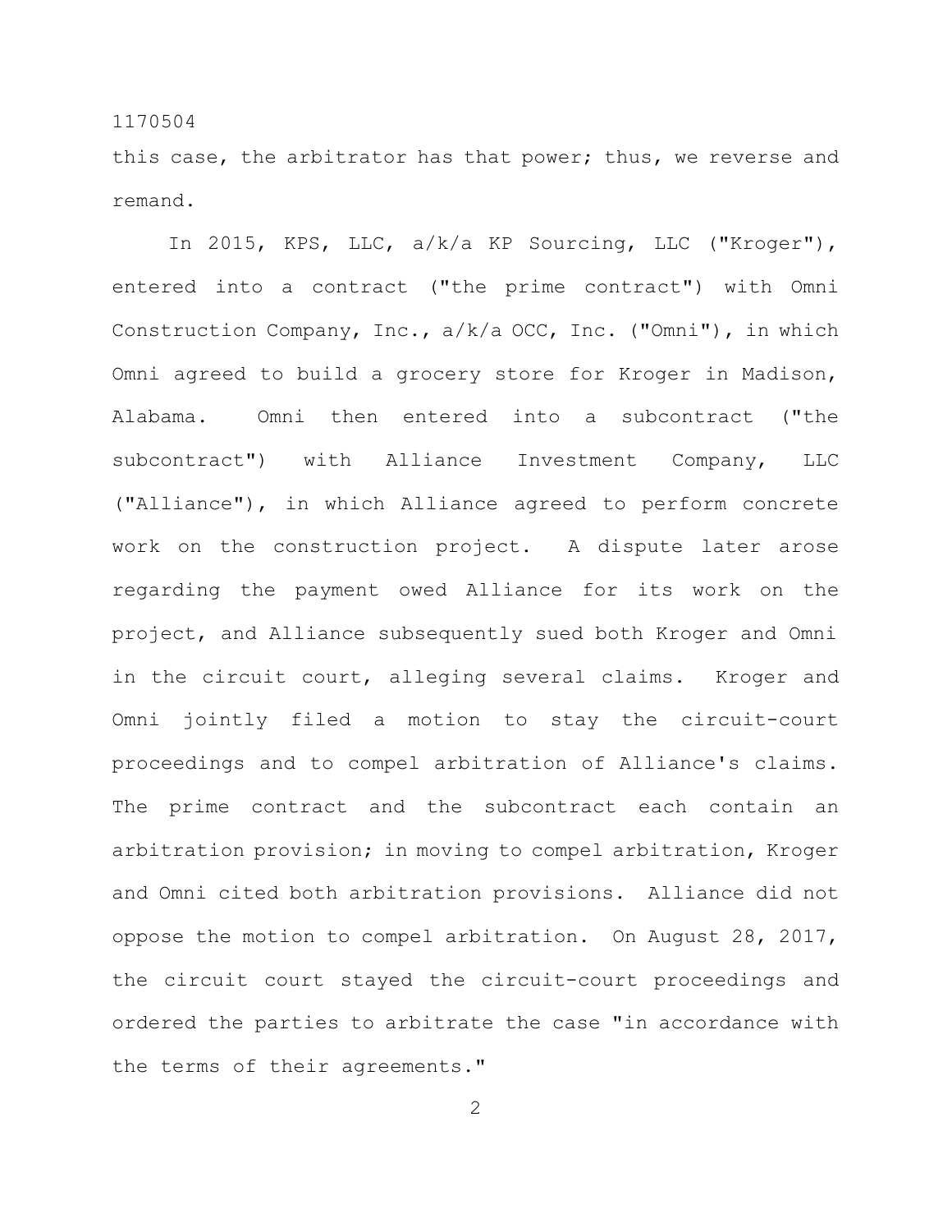this case, the arbitrator has that power; thus, we reverse and remand.

In 2015, KPS, LLC, a/k/a KP Sourcing, LLC ("Kroger"), entered into a contract ("the prime contract") with Omni Construction Company, Inc., a/k/a OCC, Inc. ("Omni"), in which Omni agreed to build a grocery store for Kroger in Madison, Alabama. Omni then entered into a subcontract ("the subcontract") with Alliance Investment Company, LLC ("Alliance"), in which Alliance agreed to perform concrete work on the construction project. A dispute later arose regarding the payment owed Alliance for its work on the project, and Alliance subsequently sued both Kroger and Omni in the circuit court, alleging several claims. Kroger and Omni jointly filed a motion to stay the circuit-court proceedings and to compel arbitration of Alliance's claims. The prime contract and the subcontract each contain an arbitration provision; in moving to compel arbitration, Kroger and Omni cited both arbitration provisions. Alliance did not oppose the motion to compel arbitration. On August 28, 2017, the circuit court stayed the circuit-court proceedings and ordered the parties to arbitrate the case "in accordance with the terms of their agreements."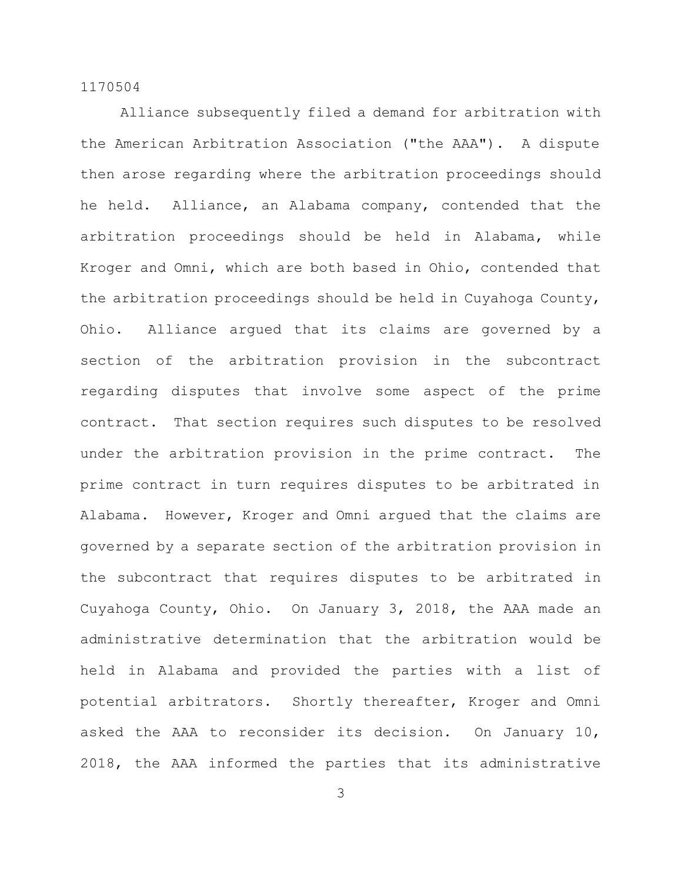Alliance subsequently filed a demand for arbitration with the American Arbitration Association ("the AAA"). A dispute then arose regarding where the arbitration proceedings should he held. Alliance, an Alabama company, contended that the arbitration proceedings should be held in Alabama, while Kroger and Omni, which are both based in Ohio, contended that the arbitration proceedings should be held in Cuyahoga County, Ohio. Alliance argued that its claims are governed by a section of the arbitration provision in the subcontract regarding disputes that involve some aspect of the prime contract. That section requires such disputes to be resolved under the arbitration provision in the prime contract. The prime contract in turn requires disputes to be arbitrated in Alabama. However, Kroger and Omni argued that the claims are governed by a separate section of the arbitration provision in the subcontract that requires disputes to be arbitrated in Cuyahoga County, Ohio. On January 3, 2018, the AAA made an administrative determination that the arbitration would be held in Alabama and provided the parties with a list of potential arbitrators. Shortly thereafter, Kroger and Omni asked the AAA to reconsider its decision. On January 10, 2018, the AAA informed the parties that its administrative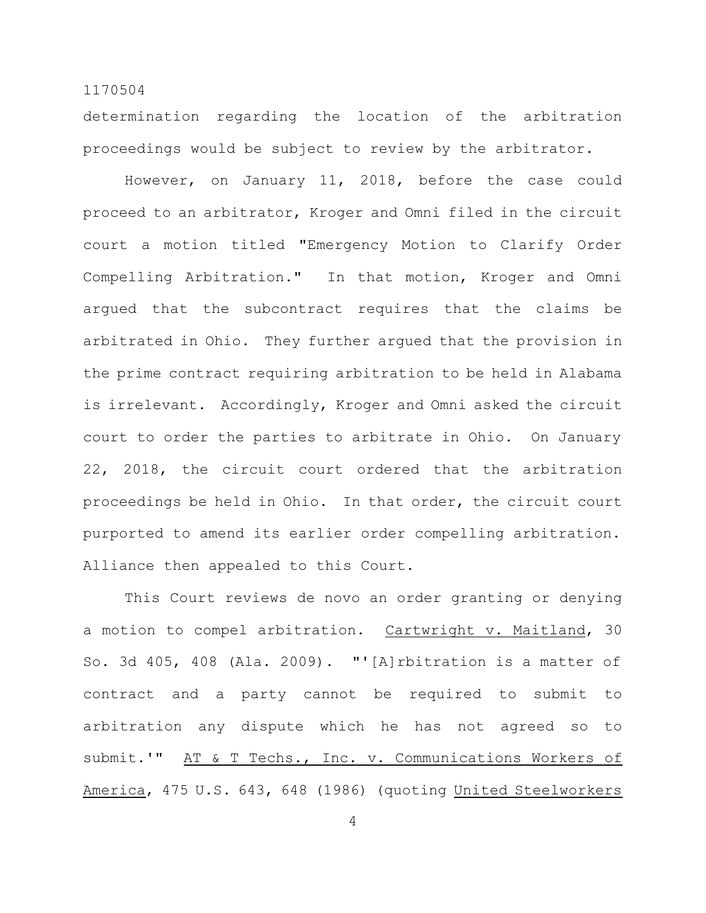determination regarding the location of the arbitration proceedings would be subject to review by the arbitrator.

However, on January 11, 2018, before the case could proceed to an arbitrator, Kroger and Omni filed in the circuit court a motion titled "Emergency Motion to Clarify Order Compelling Arbitration." In that motion, Kroger and Omni argued that the subcontract requires that the claims be arbitrated in Ohio. They further argued that the provision in the prime contract requiring arbitration to be held in Alabama is irrelevant. Accordingly, Kroger and Omni asked the circuit court to order the parties to arbitrate in Ohio. On January 22, 2018, the circuit court ordered that the arbitration proceedings be held in Ohio. In that order, the circuit court purported to amend its earlier order compelling arbitration. Alliance then appealed to this Court.

This Court reviews de novo an order granting or denying a motion to compel arbitration. Cartwright v. Maitland, 30 So. 3d 405, 408 (Ala. 2009). "'[A]rbitration is a matter of contract and a party cannot be required to submit to arbitration any dispute which he has not agreed so to submit.'" AT & T Techs., Inc. v. Communications Workers of America, 475 U.S. 643, 648 (1986) (quoting United Steelworkers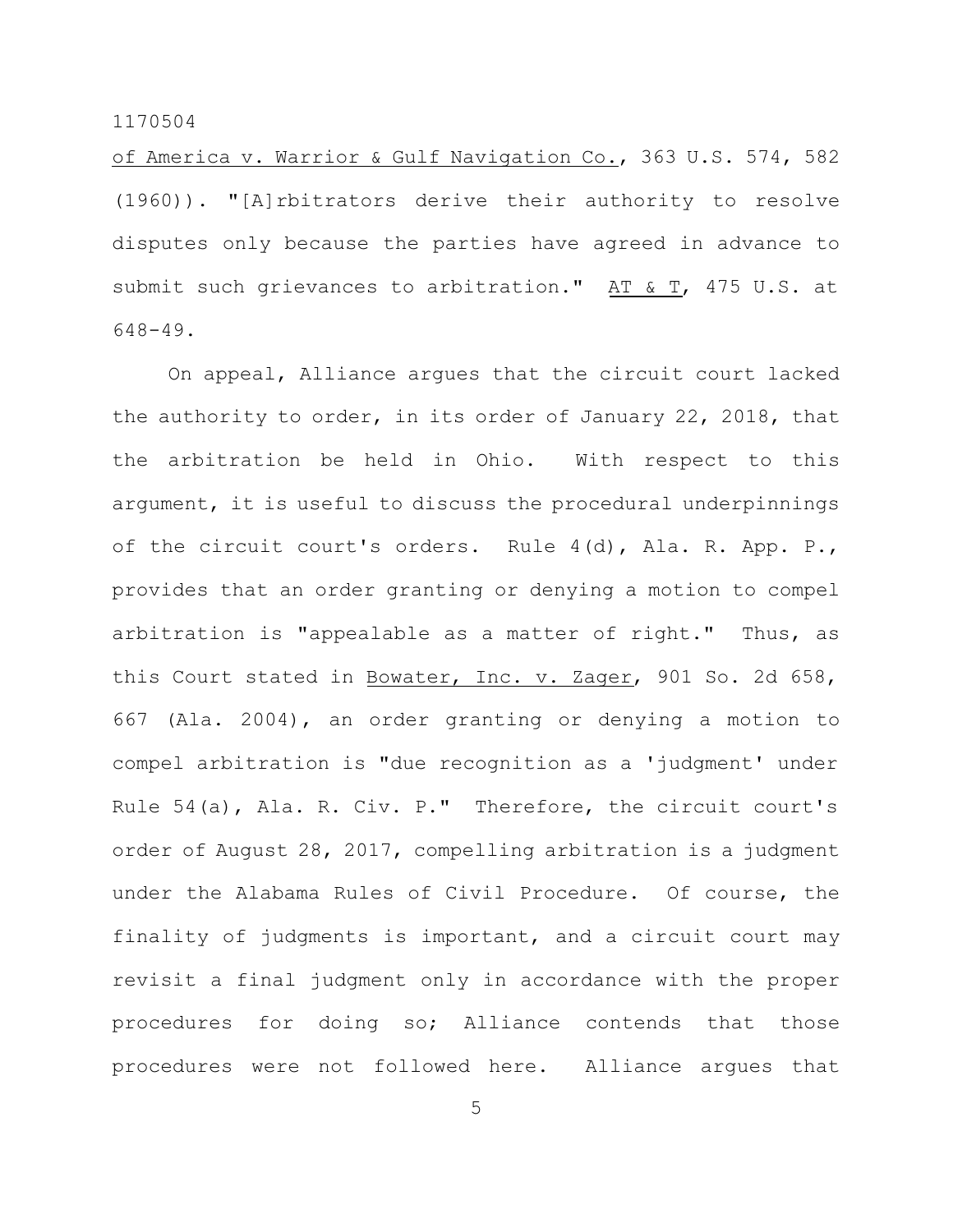of America v. Warrior & Gulf Navigation Co., 363 U.S. 574, 582 (1960)). "[A]rbitrators derive their authority to resolve disputes only because the parties have agreed in advance to submit such grievances to arbitration." AT & T, 475 U.S. at 648-49.

On appeal, Alliance argues that the circuit court lacked the authority to order, in its order of January 22, 2018, that the arbitration be held in Ohio. With respect to this argument, it is useful to discuss the procedural underpinnings of the circuit court's orders. Rule 4(d), Ala. R. App. P., provides that an order granting or denying a motion to compel arbitration is "appealable as a matter of right." Thus, as this Court stated in Bowater, Inc. v. Zager, 901 So. 2d 658, 667 (Ala. 2004), an order granting or denying a motion to compel arbitration is "due recognition as a 'judgment' under Rule 54(a), Ala. R. Civ. P." Therefore, the circuit court's order of August 28, 2017, compelling arbitration is a judgment under the Alabama Rules of Civil Procedure. Of course, the finality of judgments is important, and a circuit court may revisit a final judgment only in accordance with the proper procedures for doing so; Alliance contends that those procedures were not followed here. Alliance argues that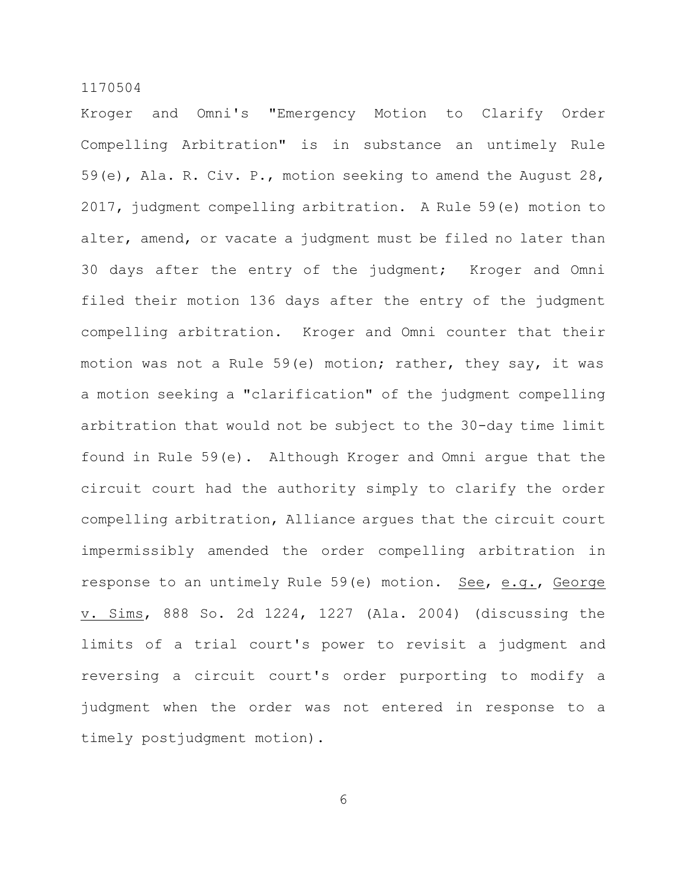Kroger and Omni's "Emergency Motion to Clarify Order Compelling Arbitration" is in substance an untimely Rule 59(e), Ala. R. Civ. P., motion seeking to amend the August 28, 2017, judgment compelling arbitration. A Rule 59(e) motion to alter, amend, or vacate a judgment must be filed no later than 30 days after the entry of the judgment; Kroger and Omni filed their motion 136 days after the entry of the judgment compelling arbitration. Kroger and Omni counter that their motion was not a Rule 59(e) motion; rather, they say, it was a motion seeking a "clarification" of the judgment compelling arbitration that would not be subject to the 30-day time limit found in Rule 59(e). Although Kroger and Omni argue that the circuit court had the authority simply to clarify the order compelling arbitration, Alliance argues that the circuit court impermissibly amended the order compelling arbitration in response to an untimely Rule 59(e) motion. See, e.g., George v. Sims, 888 So. 2d 1224, 1227 (Ala. 2004) (discussing the limits of a trial court's power to revisit a judgment and reversing a circuit court's order purporting to modify a judgment when the order was not entered in response to a timely postjudgment motion).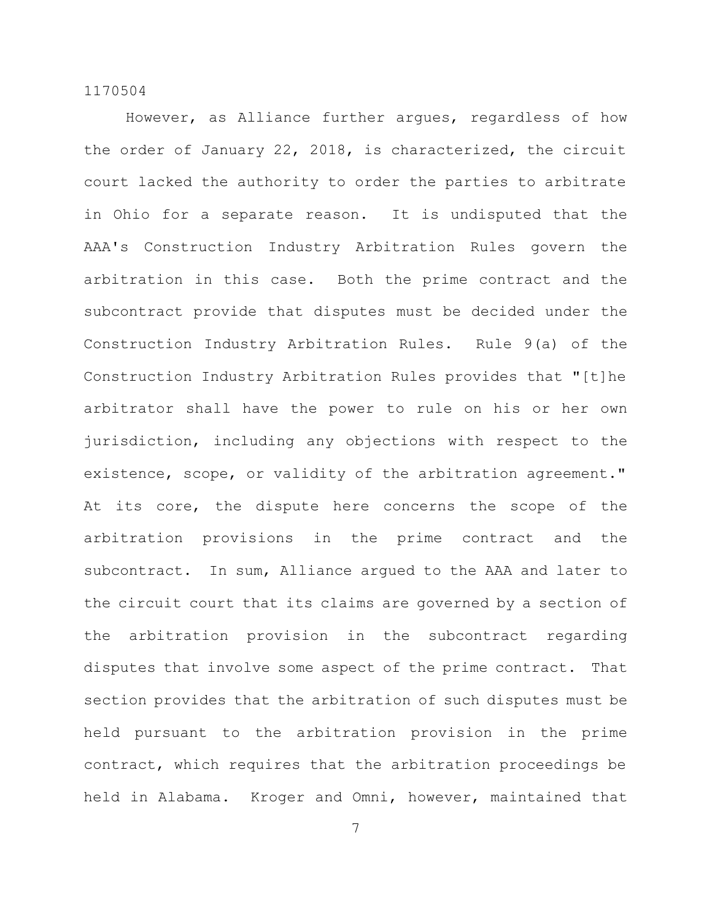However, as Alliance further argues, regardless of how the order of January 22, 2018, is characterized, the circuit court lacked the authority to order the parties to arbitrate in Ohio for a separate reason. It is undisputed that the AAA's Construction Industry Arbitration Rules govern the arbitration in this case. Both the prime contract and the subcontract provide that disputes must be decided under the Construction Industry Arbitration Rules. Rule 9(a) of the Construction Industry Arbitration Rules provides that "[t]he arbitrator shall have the power to rule on his or her own jurisdiction, including any objections with respect to the existence, scope, or validity of the arbitration agreement." At its core, the dispute here concerns the scope of the arbitration provisions in the prime contract and the subcontract. In sum, Alliance argued to the AAA and later to the circuit court that its claims are governed by a section of the arbitration provision in the subcontract regarding disputes that involve some aspect of the prime contract. That section provides that the arbitration of such disputes must be held pursuant to the arbitration provision in the prime contract, which requires that the arbitration proceedings be held in Alabama. Kroger and Omni, however, maintained that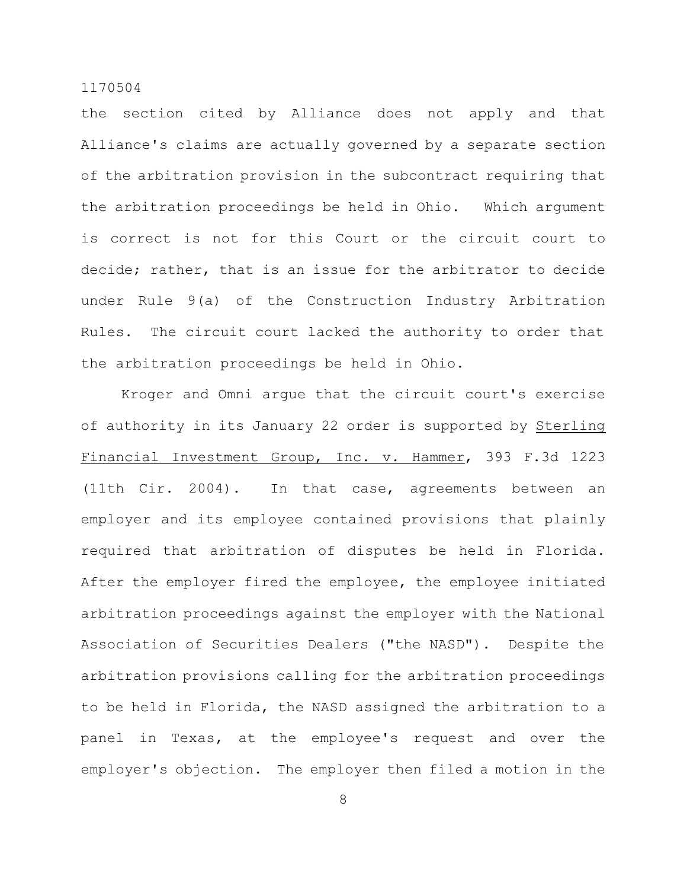the section cited by Alliance does not apply and that Alliance's claims are actually governed by a separate section of the arbitration provision in the subcontract requiring that the arbitration proceedings be held in Ohio. Which argument is correct is not for this Court or the circuit court to decide; rather, that is an issue for the arbitrator to decide under Rule 9(a) of the Construction Industry Arbitration Rules. The circuit court lacked the authority to order that the arbitration proceedings be held in Ohio.

Kroger and Omni argue that the circuit court's exercise of authority in its January 22 order is supported by Sterling Financial Investment Group, Inc. v. Hammer, 393 F.3d 1223 (11th Cir. 2004). In that case, agreements between an employer and its employee contained provisions that plainly required that arbitration of disputes be held in Florida. After the employer fired the employee, the employee initiated arbitration proceedings against the employer with the National Association of Securities Dealers ("the NASD"). Despite the arbitration provisions calling for the arbitration proceedings to be held in Florida, the NASD assigned the arbitration to a panel in Texas, at the employee's request and over the employer's objection. The employer then filed a motion in the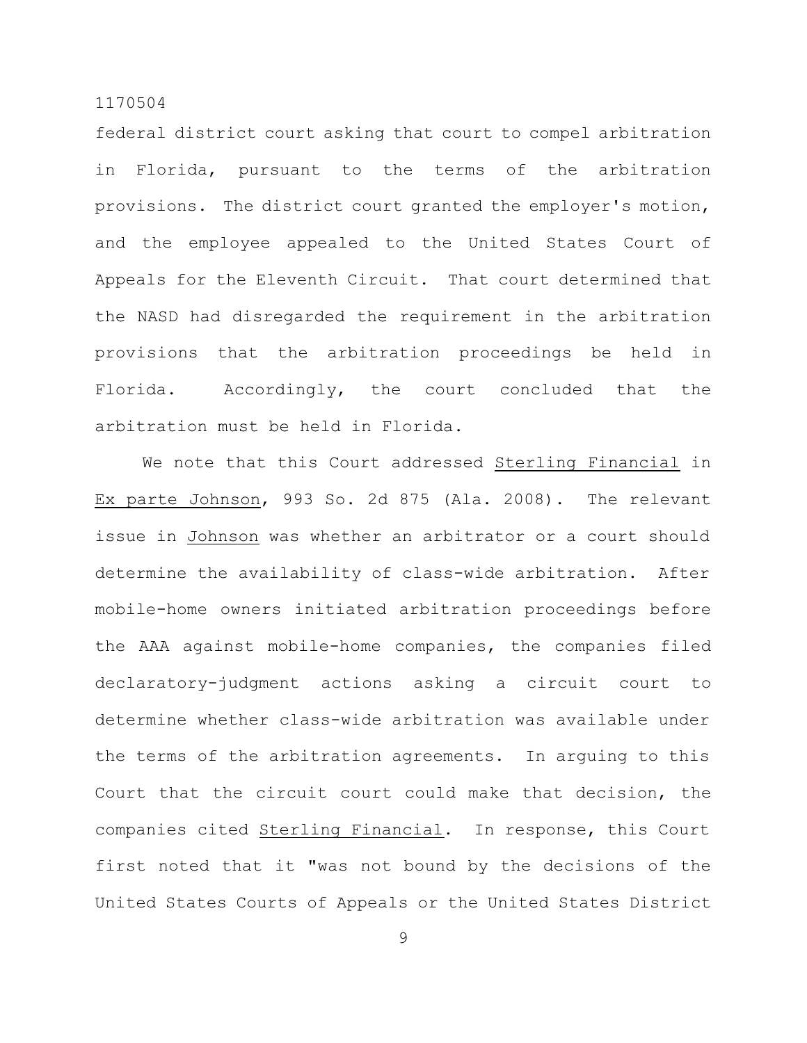federal district court asking that court to compel arbitration in Florida, pursuant to the terms of the arbitration provisions. The district court granted the employer's motion, and the employee appealed to the United States Court of Appeals for the Eleventh Circuit. That court determined that the NASD had disregarded the requirement in the arbitration provisions that the arbitration proceedings be held in Florida. Accordingly, the court concluded that the arbitration must be held in Florida.

We note that this Court addressed Sterling Financial in Ex parte Johnson, 993 So. 2d 875 (Ala. 2008). The relevant issue in Johnson was whether an arbitrator or a court should determine the availability of class-wide arbitration. After mobile-home owners initiated arbitration proceedings before the AAA against mobile-home companies, the companies filed declaratory-judgment actions asking a circuit court to determine whether class-wide arbitration was available under the terms of the arbitration agreements. In arguing to this Court that the circuit court could make that decision, the companies cited Sterling Financial. In response, this Court first noted that it "was not bound by the decisions of the United States Courts of Appeals or the United States District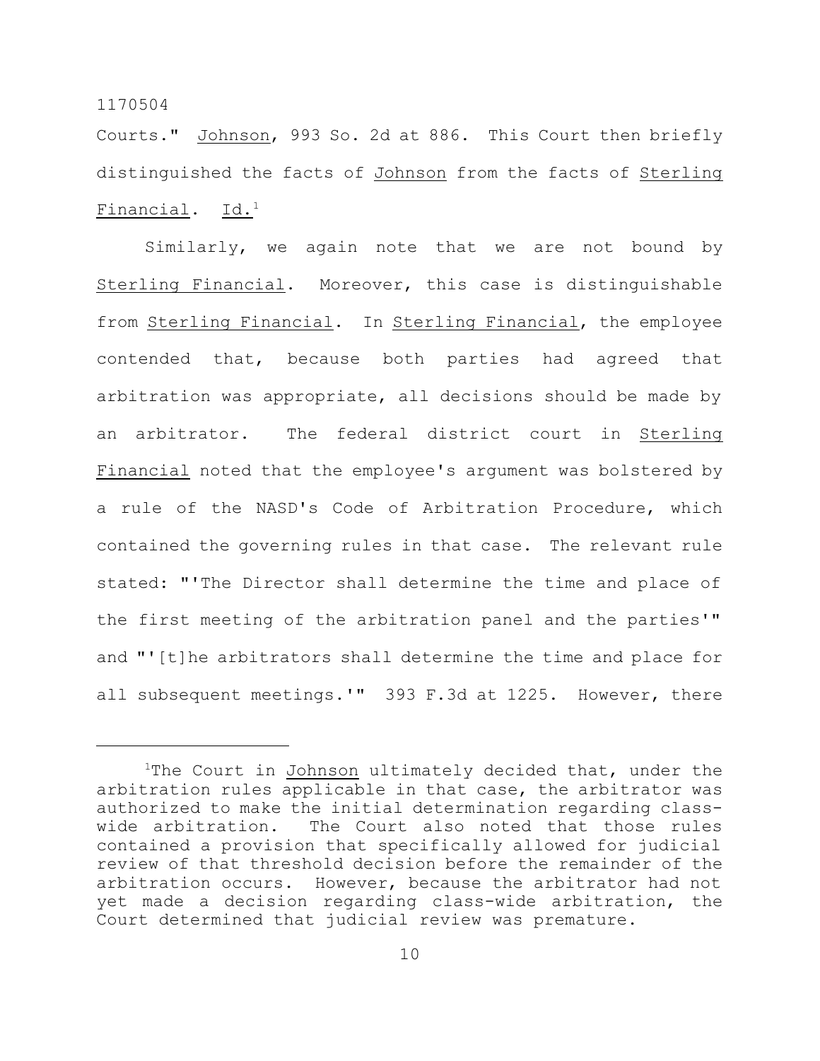Courts." Johnson, 993 So. 2d at 886. This Court then briefly distinguished the facts of Johnson from the facts of Sterling Financial. Id.[1]

Similarly, we again note that we are not bound by Sterling Financial. Moreover, this case is distinguishable from Sterling Financial. In Sterling Financial, the employee contended that, because both parties had agreed that arbitration was appropriate, all decisions should be made by an arbitrator. The federal district court in Sterling Financial noted that the employee's argument was bolstered by a rule of the NASD's Code of Arbitration Procedure, which contained the governing rules in that case. The relevant rule stated: "'The Director shall determine the time and place of the first meeting of the arbitration panel and the parties'" and "'[t]he arbitrators shall determine the time and place for all subsequent meetings.'" 393 F.3d at 1225. However, there

---

[1]The Court in Johnson ultimately decided that, under the arbitration rules applicable in that case, the arbitrator was authorized to make the initial determination regarding class-wide arbitration. The Court also noted that those rules contained a provision that specifically allowed for judicial review of that threshold decision before the remainder of the arbitration occurs. However, because the arbitrator had not yet made a decision regarding class-wide arbitration, the Court determined that judicial review was premature.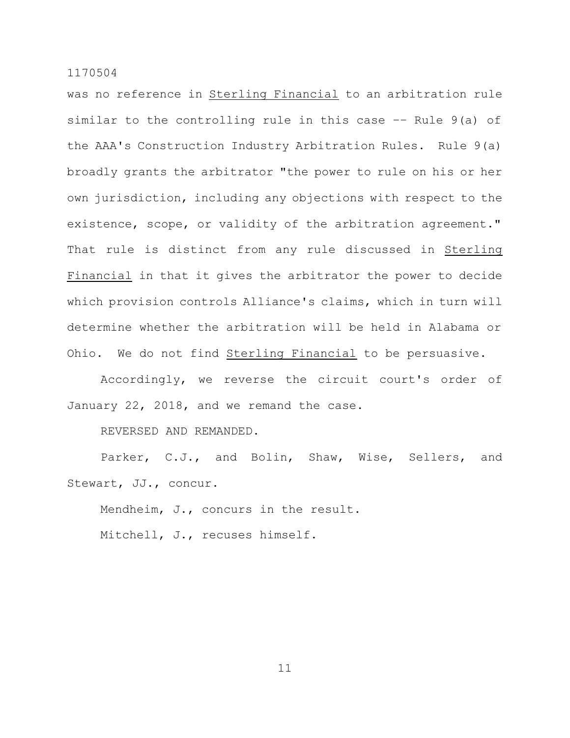was no reference in _Sterling Financial_ to an arbitration rule similar to the controlling rule in this case -- Rule 9(a) of the AAA's Construction Industry Arbitration Rules. Rule 9(a) broadly grants the arbitrator "the power to rule on his or her own jurisdiction, including any objections with respect to the existence, scope, or validity of the arbitration agreement." That rule is distinct from any rule discussed in _Sterling Financial_ in that it gives the arbitrator the power to decide which provision controls Alliance's claims, which in turn will determine whether the arbitration will be held in Alabama or Ohio. We do not find _Sterling Financial_ to be persuasive.

Accordingly, we reverse the circuit court's order of January 22, 2018, and we remand the case.

REVERSED AND REMANDED.

Parker, C.J., and Bolin, Shaw, Wise, Sellers, and Stewart, JJ., concur.

Mendheim, J., concurs in the result.

Mitchell, J., recuses himself.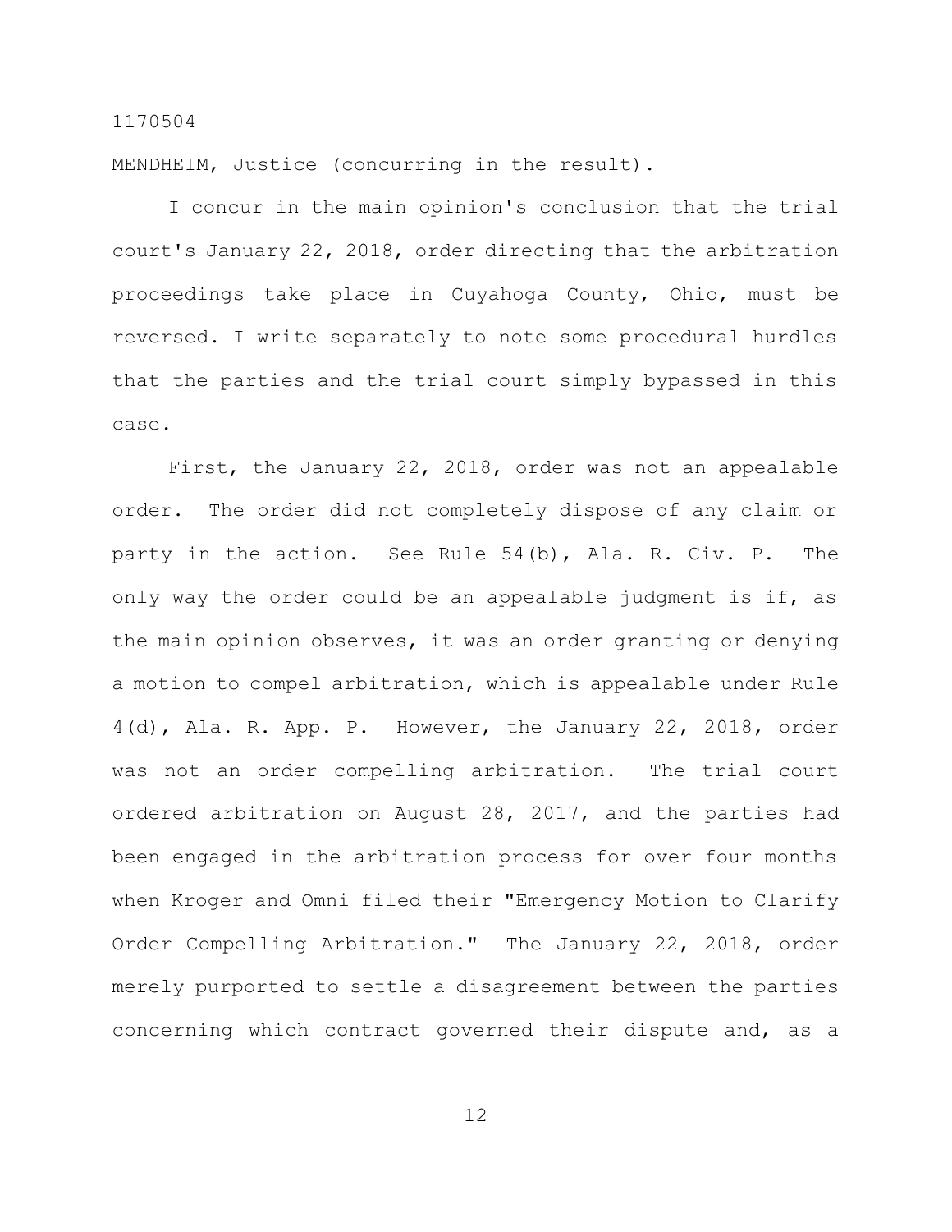MENDHEIM, Justice (concurring in the result).

I concur in the main opinion's conclusion that the trial court's January 22, 2018, order directing that the arbitration proceedings take place in Cuyahoga County, Ohio, must be reversed. I write separately to note some procedural hurdles that the parties and the trial court simply bypassed in this case.

First, the January 22, 2018, order was not an appealable order. The order did not completely dispose of any claim or party in the action. See Rule 54(b), Ala. R. Civ. P. The only way the order could be an appealable judgment is if, as the main opinion observes, it was an order granting or denying a motion to compel arbitration, which is appealable under Rule 4(d), Ala. R. App. P. However, the January 22, 2018, order was not an order compelling arbitration. The trial court ordered arbitration on August 28, 2017, and the parties had been engaged in the arbitration process for over four months when Kroger and Omni filed their "Emergency Motion to Clarify Order Compelling Arbitration." The January 22, 2018, order merely purported to settle a disagreement between the parties concerning which contract governed their dispute and, as a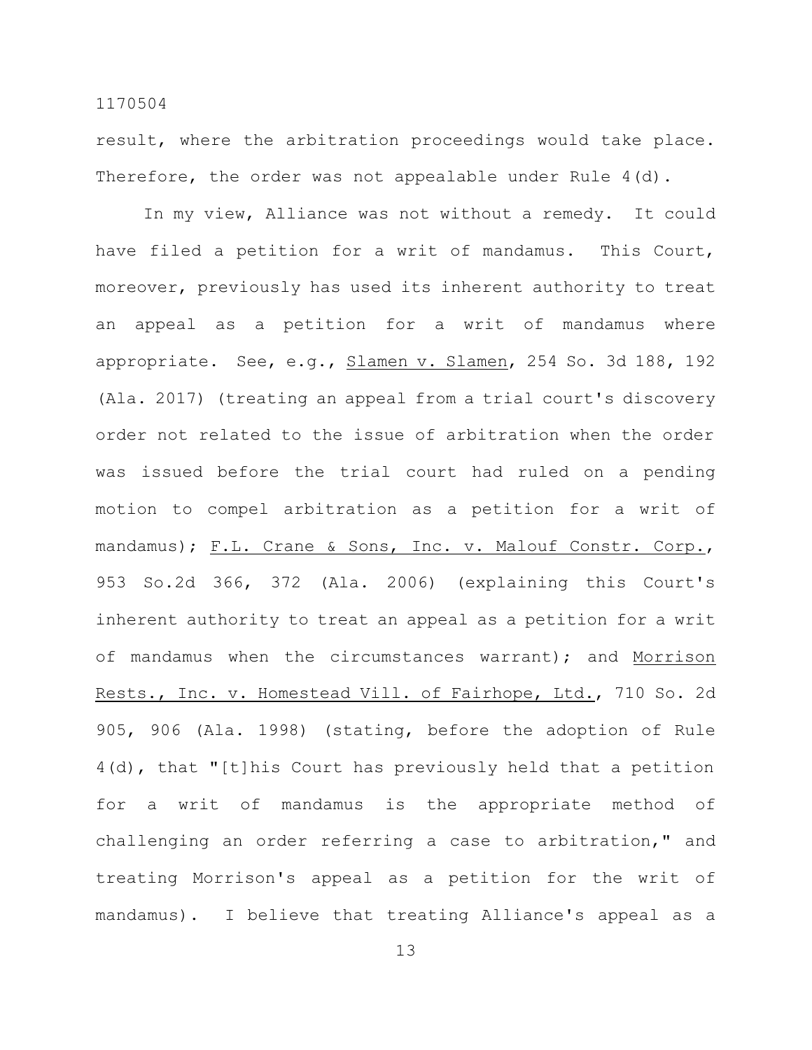result, where the arbitration proceedings would take place. Therefore, the order was not appealable under Rule 4(d).

In my view, Alliance was not without a remedy. It could have filed a petition for a writ of mandamus. This Court, moreover, previously has used its inherent authority to treat an appeal as a petition for a writ of mandamus where appropriate. See, e.g., Slamen v. Slamen, 254 So. 3d 188, 192 (Ala. 2017) (treating an appeal from a trial court's discovery order not related to the issue of arbitration when the order was issued before the trial court had ruled on a pending motion to compel arbitration as a petition for a writ of mandamus); F.L. Crane & Sons, Inc. v. Malouf Constr. Corp., 953 So.2d 366, 372 (Ala. 2006) (explaining this Court's inherent authority to treat an appeal as a petition for a writ of mandamus when the circumstances warrant); and Morrison Rests., Inc. v. Homestead Vill. of Fairhope, Ltd., 710 So. 2d 905, 906 (Ala. 1998) (stating, before the adoption of Rule 4(d), that "[t]his Court has previously held that a petition for a writ of mandamus is the appropriate method of challenging an order referring a case to arbitration," and treating Morrison's appeal as a petition for the writ of mandamus). I believe that treating Alliance's appeal as a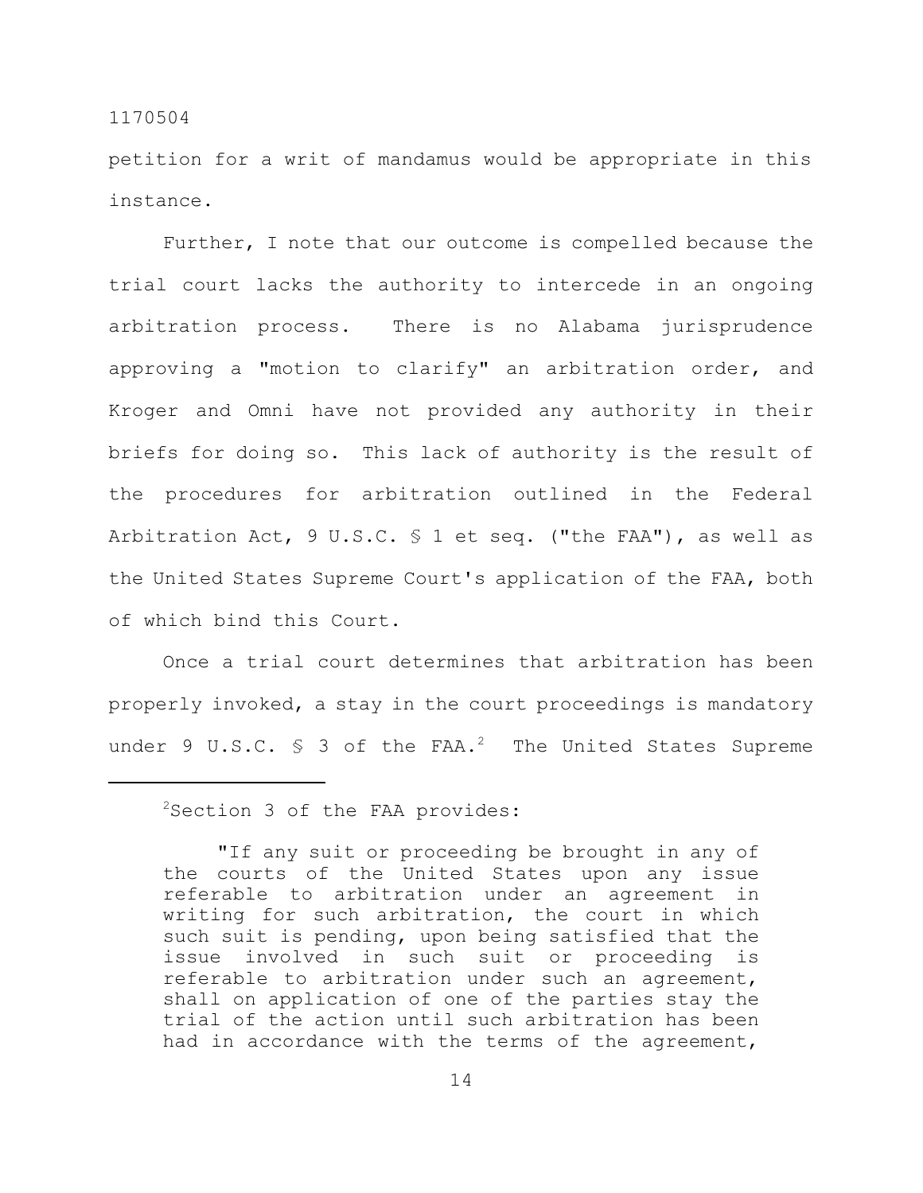petition for a writ of mandamus would be appropriate in this instance.

Further, I note that our outcome is compelled because the trial court lacks the authority to intercede in an ongoing arbitration process. There is no Alabama jurisprudence approving a "motion to clarify" an arbitration order, and Kroger and Omni have not provided any authority in their briefs for doing so. This lack of authority is the result of the procedures for arbitration outlined in the Federal Arbitration Act, 9 U.S.C. § 1 et seq. ("the FAA"), as well as the United States Supreme Court's application of the FAA, both of which bind this Court.

Once a trial court determines that arbitration has been properly invoked, a stay in the court proceedings is mandatory under 9 U.S.C. § 3 of the FAA.[2] The United States Supreme

---

[2]Section 3 of the FAA provides:

> "If any suit or proceeding be brought in any of the courts of the United States upon any issue referable to arbitration under an agreement in writing for such arbitration, the court in which such suit is pending, upon being satisfied that the issue involved in such suit or proceeding is referable to arbitration under such an agreement, shall on application of one of the parties stay the trial of the action until such arbitration has been had in accordance with the terms of the agreement,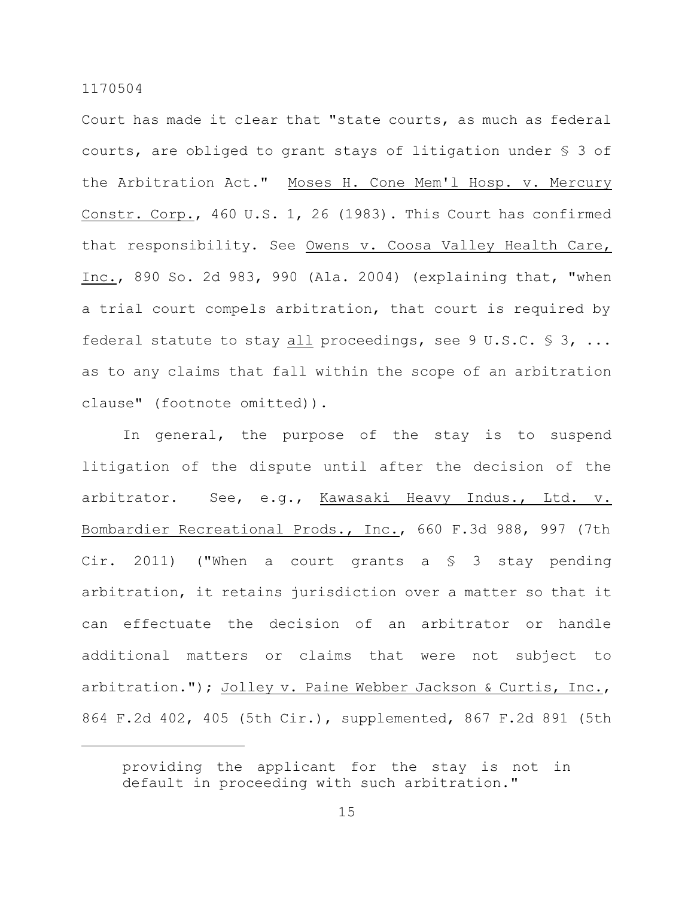Court has made it clear that "state courts, as much as federal courts, are obliged to grant stays of litigation under § 3 of the Arbitration Act." Moses H. Cone Mem'l Hosp. v. Mercury Constr. Corp., 460 U.S. 1, 26 (1983). This Court has confirmed that responsibility. See Owens v. Coosa Valley Health Care, Inc., 890 So. 2d 983, 990 (Ala. 2004) (explaining that, "when a trial court compels arbitration, that court is required by federal statute to stay all proceedings, see 9 U.S.C. § 3, ... as to any claims that fall within the scope of an arbitration clause" (footnote omitted)).

In general, the purpose of the stay is to suspend litigation of the dispute until after the decision of the arbitrator. See, e.g., Kawasaki Heavy Indus., Ltd. v. Bombardier Recreational Prods., Inc., 660 F.3d 988, 997 (7th Cir. 2011) ("When a court grants a § 3 stay pending arbitration, it retains jurisdiction over a matter so that it can effectuate the decision of an arbitrator or handle additional matters or claims that were not subject to arbitration."); Jolley v. Paine Webber Jackson & Curtis, Inc., 864 F.2d 402, 405 (5th Cir.), supplemented, 867 F.2d 891 (5th

---

providing the applicant for the stay is not in default in proceeding with such arbitration."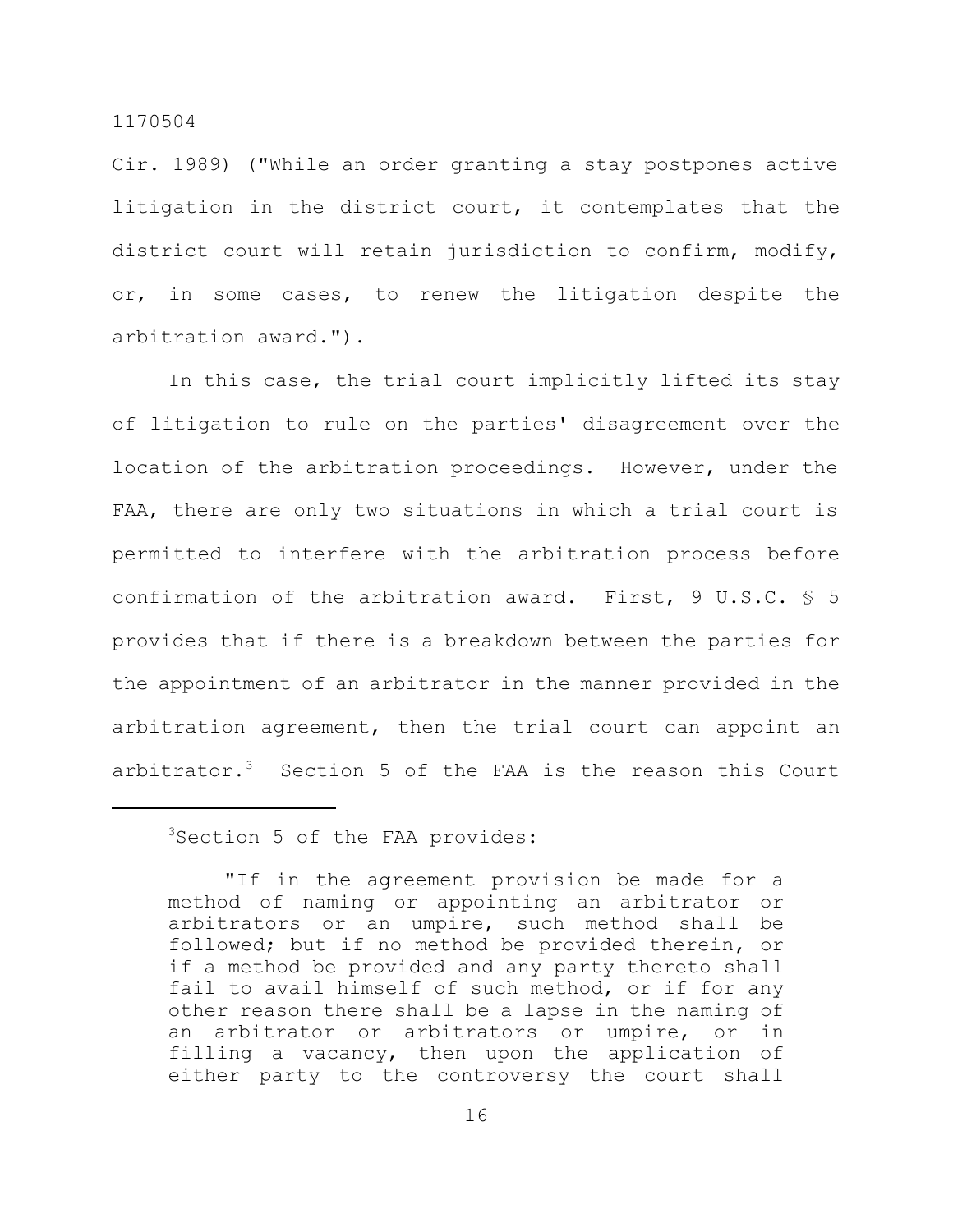Cir. 1989) ("While an order granting a stay postpones active litigation in the district court, it contemplates that the district court will retain jurisdiction to confirm, modify, or, in some cases, to renew the litigation despite the arbitration award.").

In this case, the trial court implicitly lifted its stay of litigation to rule on the parties' disagreement over the location of the arbitration proceedings. However, under the FAA, there are only two situations in which a trial court is permitted to interfere with the arbitration process before confirmation of the arbitration award. First, 9 U.S.C. § 5 provides that if there is a breakdown between the parties for the appointment of an arbitrator in the manner provided in the arbitration agreement, then the trial court can appoint an arbitrator.[3] Section 5 of the FAA is the reason this Court

---

[3]Section 5 of the FAA provides:

> "If in the agreement provision be made for a method of naming or appointing an arbitrator or arbitrators or an umpire, such method shall be followed; but if no method be provided therein, or if a method be provided and any party thereto shall fail to avail himself of such method, or if for any other reason there shall be a lapse in the naming of an arbitrator or arbitrators or umpire, or in filling a vacancy, then upon the application of either party to the controversy the court shall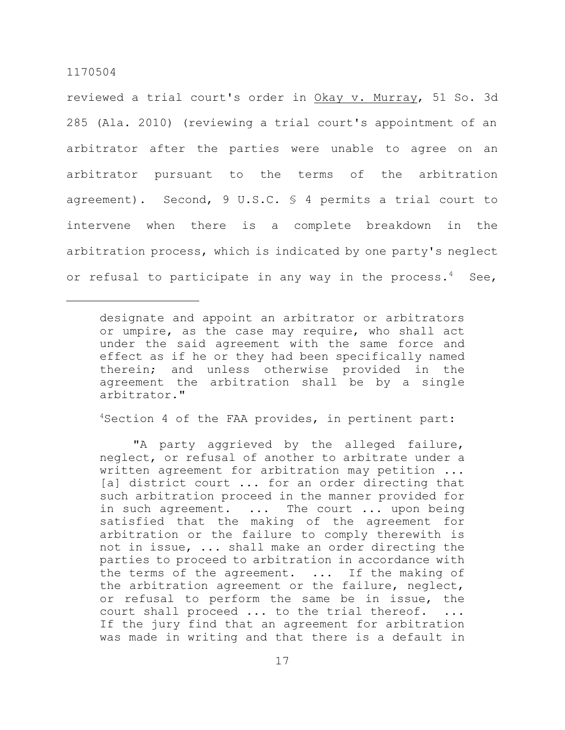reviewed a trial court's order in Okay v. Murray, 51 So. 3d 285 (Ala. 2010) (reviewing a trial court's appointment of an arbitrator after the parties were unable to agree on an arbitrator pursuant to the terms of the arbitration agreement). Second, 9 U.S.C. § 4 permits a trial court to intervene when there is a complete breakdown in the arbitration process, which is indicated by one party's neglect or refusal to participate in any way in the process.[4] See,

---

> designate and appoint an arbitrator or arbitrators or umpire, as the case may require, who shall act under the said agreement with the same force and effect as if he or they had been specifically named therein; and unless otherwise provided in the agreement the arbitration shall be by a single arbitrator."

[4]Section 4 of the FAA provides, in pertinent part:

> "A party aggrieved by the alleged failure, neglect, or refusal of another to arbitrate under a written agreement for arbitration may petition ... [a] district court ... for an order directing that such arbitration proceed in the manner provided for in such agreement. ... The court ... upon being satisfied that the making of the agreement for arbitration or the failure to comply therewith is not in issue, ... shall make an order directing the parties to proceed to arbitration in accordance with the terms of the agreement. ... If the making of the arbitration agreement or the failure, neglect, or refusal to perform the same be in issue, the court shall proceed ... to the trial thereof. ... If the jury find that an agreement for arbitration was made in writing and that there is a default in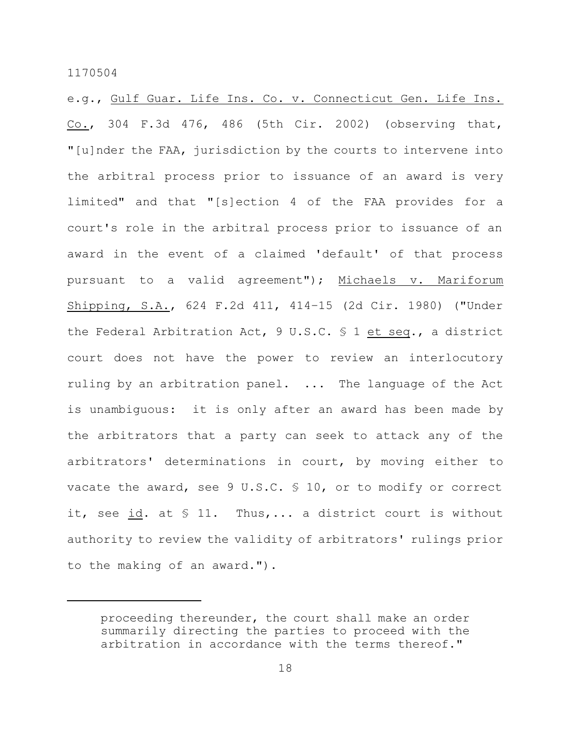e.g., Gulf Guar. Life Ins. Co. v. Connecticut Gen. Life Ins. Co., 304 F.3d 476, 486 (5th Cir. 2002) (observing that, "[u]nder the FAA, jurisdiction by the courts to intervene into the arbitral process prior to issuance of an award is very limited" and that "[s]ection 4 of the FAA provides for a court's role in the arbitral process prior to issuance of an award in the event of a claimed 'default' of that process pursuant to a valid agreement"); Michaels v. Mariforum Shipping, S.A., 624 F.2d 411, 414–15 (2d Cir. 1980) ("Under the Federal Arbitration Act, 9 U.S.C. § 1 et seq., a district court does not have the power to review an interlocutory ruling by an arbitration panel. ... The language of the Act is unambiguous: it is only after an award has been made by the arbitrators that a party can seek to attack any of the arbitrators' determinations in court, by moving either to vacate the award, see 9 U.S.C. § 10, or to modify or correct it, see id. at § 11. Thus,... a district court is without authority to review the validity of arbitrators' rulings prior to the making of an award.").

---

proceeding thereunder, the court shall make an order summarily directing the parties to proceed with the arbitration in accordance with the terms thereof."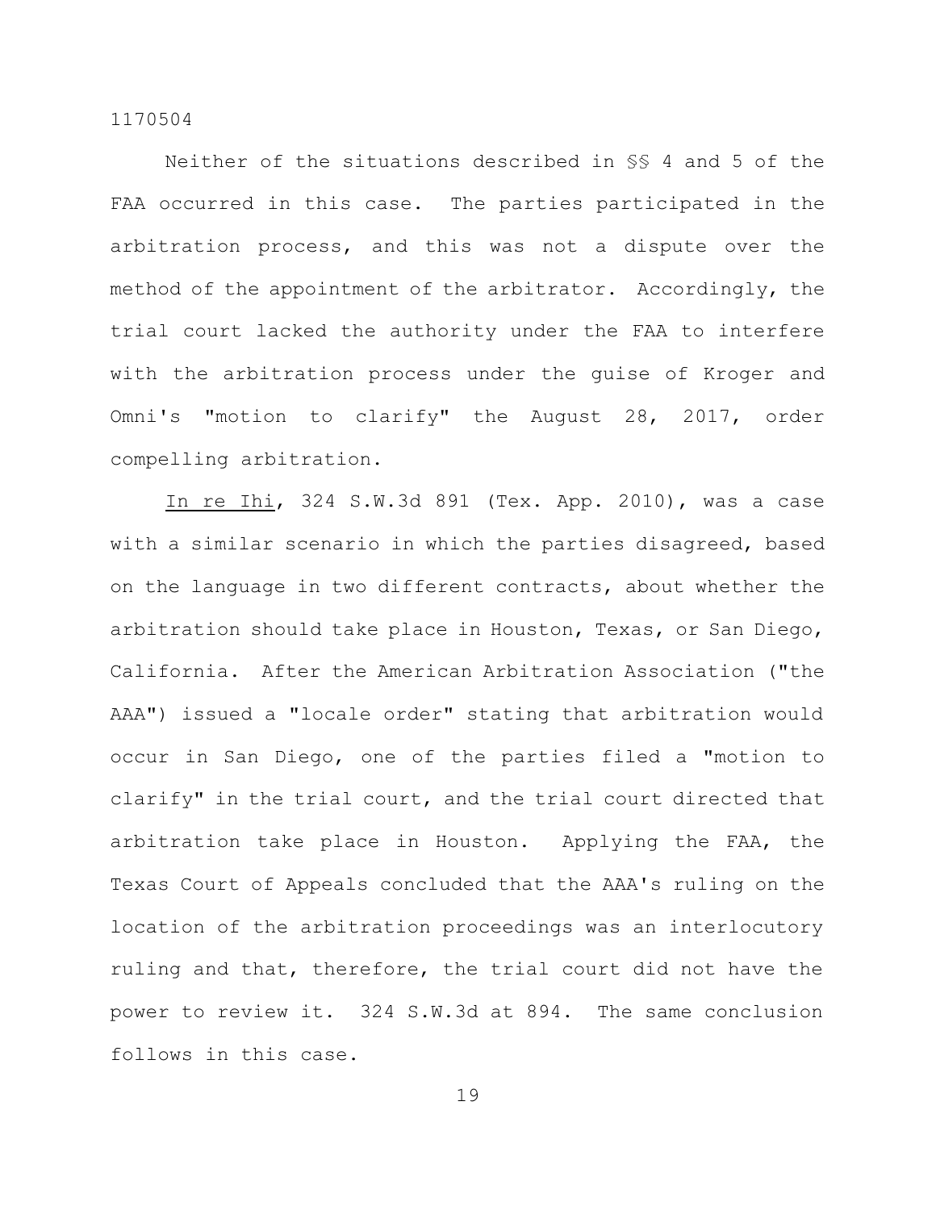Neither of the situations described in §§ 4 and 5 of the FAA occurred in this case. The parties participated in the arbitration process, and this was not a dispute over the method of the appointment of the arbitrator. Accordingly, the trial court lacked the authority under the FAA to interfere with the arbitration process under the guise of Kroger and Omni's "motion to clarify" the August 28, 2017, order compelling arbitration.

In re Ihi, 324 S.W.3d 891 (Tex. App. 2010), was a case with a similar scenario in which the parties disagreed, based on the language in two different contracts, about whether the arbitration should take place in Houston, Texas, or San Diego, California. After the American Arbitration Association ("the AAA") issued a "locale order" stating that arbitration would occur in San Diego, one of the parties filed a "motion to clarify" in the trial court, and the trial court directed that arbitration take place in Houston. Applying the FAA, the Texas Court of Appeals concluded that the AAA's ruling on the location of the arbitration proceedings was an interlocutory ruling and that, therefore, the trial court did not have the power to review it. 324 S.W.3d at 894. The same conclusion follows in this case.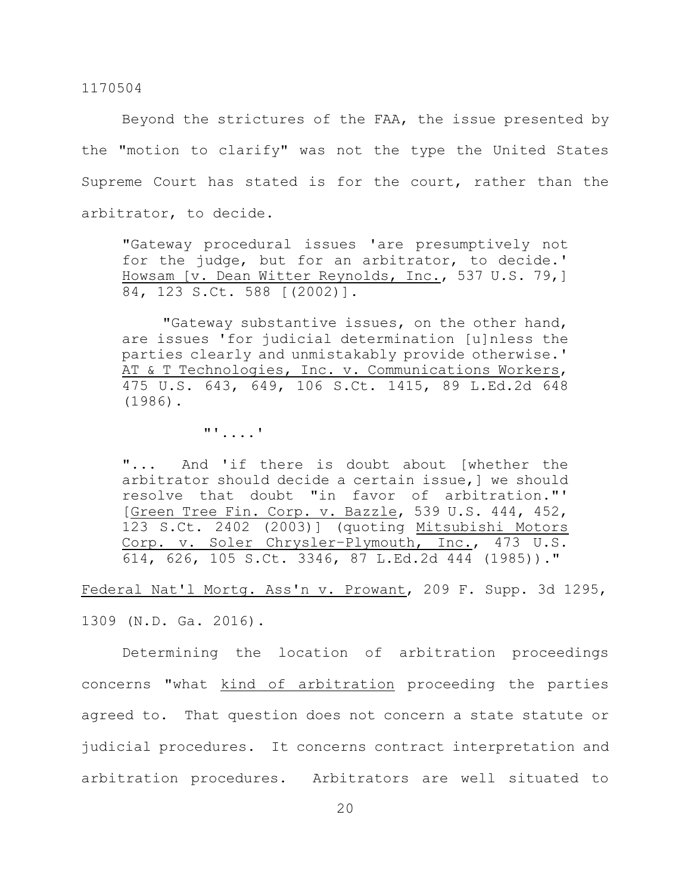Beyond the strictures of the FAA, the issue presented by the "motion to clarify" was not the type the United States Supreme Court has stated is for the court, rather than the arbitrator, to decide.

> "Gateway procedural issues 'are presumptively not for the judge, but for an arbitrator, to decide.' Howsam [v. Dean Witter Reynolds, Inc., 537 U.S. 79,] 84, 123 S.Ct. 588 [(2002)].
>
> "Gateway substantive issues, on the other hand, are issues 'for judicial determination [u]nless the parties clearly and unmistakably provide otherwise.' AT & T Technologies, Inc. v. Communications Workers, 475 U.S. 643, 649, 106 S.Ct. 1415, 89 L.Ed.2d 648 (1986).
>
> "'....'
>
> "... And 'if there is doubt about [whether the arbitrator should decide a certain issue,] we should resolve that doubt "in favor of arbitration."' [Green Tree Fin. Corp. v. Bazzle, 539 U.S. 444, 452, 123 S.Ct. 2402 (2003)] (quoting Mitsubishi Motors Corp. v. Soler Chrysler-Plymouth, Inc., 473 U.S. 614, 626, 105 S.Ct. 3346, 87 L.Ed.2d 444 (1985))."

Federal Nat'l Mortg. Ass'n v. Prowant, 209 F. Supp. 3d 1295, 1309 (N.D. Ga. 2016).

Determining the location of arbitration proceedings concerns "what kind of arbitration proceeding the parties agreed to. That question does not concern a state statute or judicial procedures. It concerns contract interpretation and arbitration procedures. Arbitrators are well situated to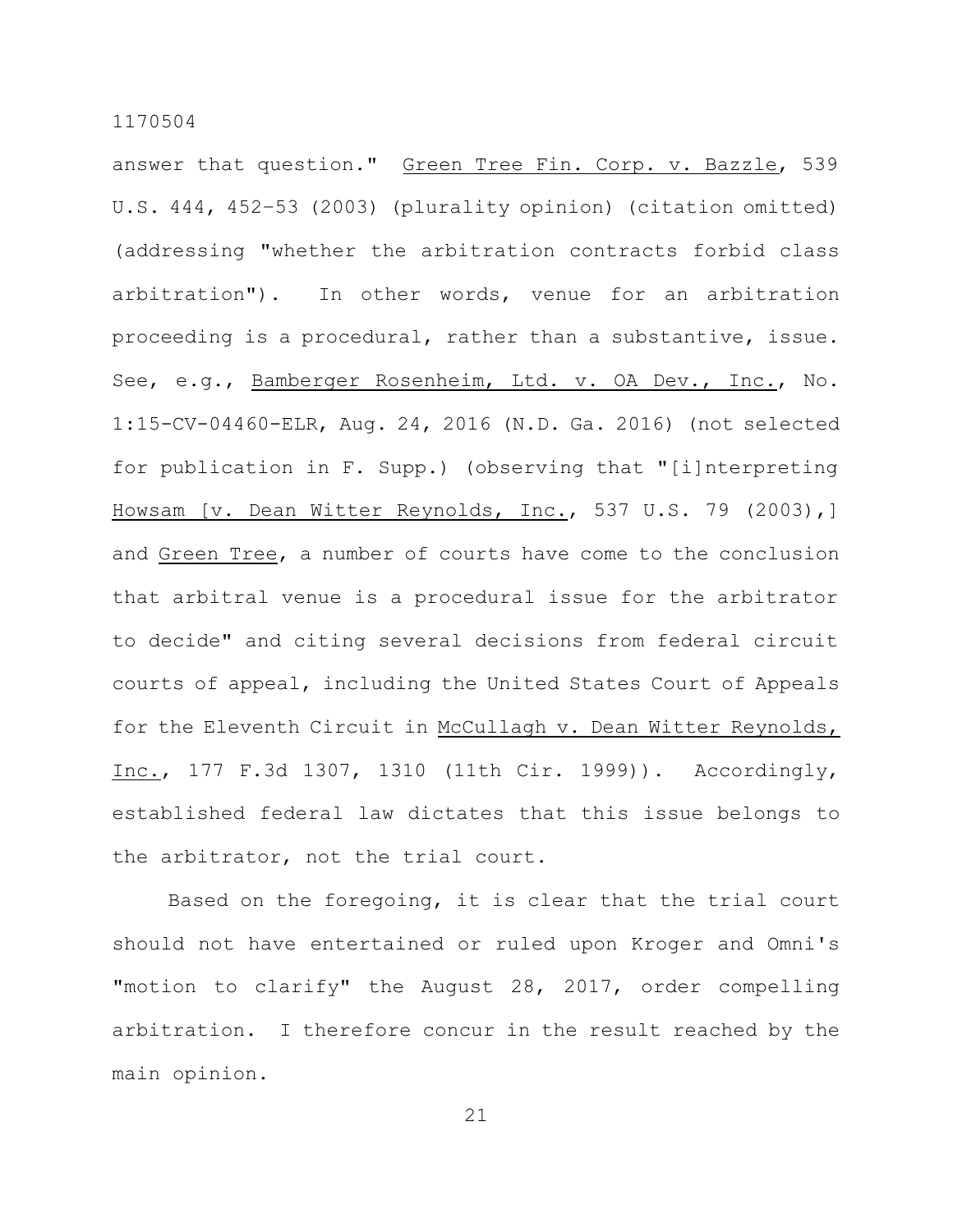answer that question." Green Tree Fin. Corp. v. Bazzle, 539 U.S. 444, 452–53 (2003) (plurality opinion) (citation omitted) (addressing "whether the arbitration contracts forbid class arbitration"). In other words, venue for an arbitration proceeding is a procedural, rather than a substantive, issue. See, e.g., Bamberger Rosenheim, Ltd. v. OA Dev., Inc., No. 1:15-CV-04460-ELR, Aug. 24, 2016 (N.D. Ga. 2016) (not selected for publication in F. Supp.) (observing that "[i]nterpreting Howsam [v. Dean Witter Reynolds, Inc., 537 U.S. 79 (2003),] and Green Tree, a number of courts have come to the conclusion that arbitral venue is a procedural issue for the arbitrator to decide" and citing several decisions from federal circuit courts of appeal, including the United States Court of Appeals for the Eleventh Circuit in McCullagh v. Dean Witter Reynolds, Inc., 177 F.3d 1307, 1310 (11th Cir. 1999)). Accordingly, established federal law dictates that this issue belongs to the arbitrator, not the trial court.

Based on the foregoing, it is clear that the trial court should not have entertained or ruled upon Kroger and Omni's "motion to clarify" the August 28, 2017, order compelling arbitration. I therefore concur in the result reached by the main opinion.